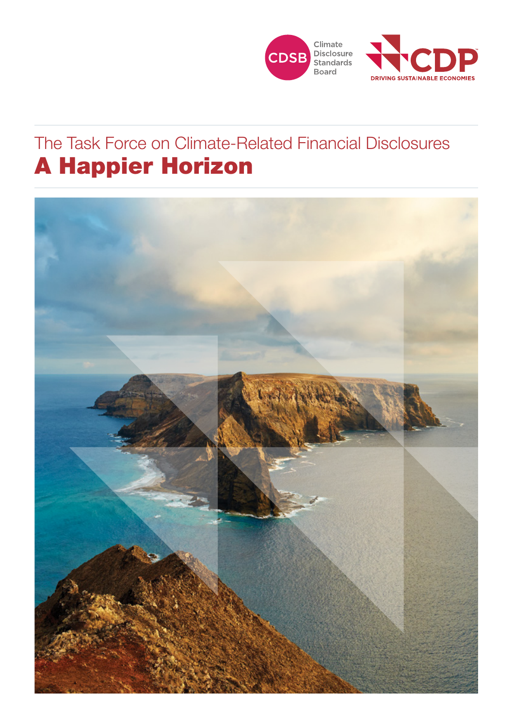Climate Disclosure Standards Board

CDP DRIVING SUSTAINABLE ECONOMIES

The Task Force on Climate-Related Financial Disclosures

# A Happier Horizon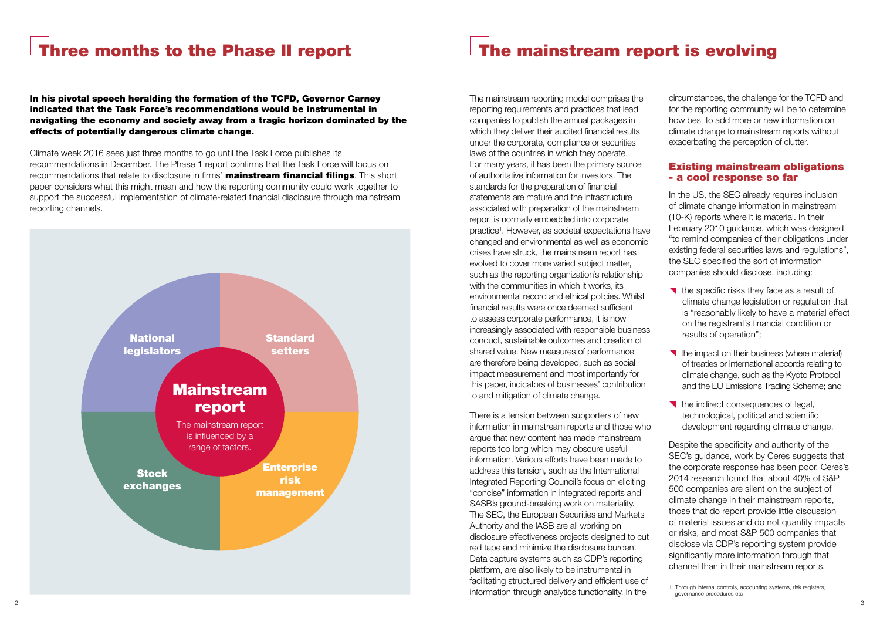# Three months to the Phase II report

**In his pivotal speech heralding the formation of the TCFD, Governor Carney indicated that the Task Force's recommendations would be instrumental in navigating the economy and society away from a tragic horizon dominated by the effects of potentially dangerous climate change.**

Climate week 2016 sees just three months to go until the Task Force publishes its recommendations in December. The Phase 1 report confirms that the Task Force will focus on recommendations that relate to disclosure in firms' **mainstream financial filings**. This short paper considers what this might mean and how the reporting community could work together to support the successful implementation of climate-related financial disclosure through mainstream reporting channels.

**Mainstream report**

The mainstream report is influenced by a range of factors.

National legislators | Standard setters | Stock exchanges | Enterprise risk management

# The mainstream report is evolving

The mainstream reporting model comprises the reporting requirements and practices that lead companies to publish the annual packages in which they deliver their audited financial results under the corporate, compliance or securities laws of the countries in which they operate. For many years, it has been the primary source of authoritative information for investors. The standards for the preparation of financial statements are mature and the infrastructure associated with preparation of the mainstream report is normally embedded into corporate practice[1]. However, as societal expectations have changed and environmental as well as economic crises have struck, the mainstream report has evolved to cover more varied subject matter, such as the reporting organization's relationship with the communities in which it works, its environmental record and ethical policies. Whilst financial results were once deemed sufficient to assess corporate performance, it is now increasingly associated with responsible business conduct, sustainable outcomes and creation of shared value. New measures of performance are therefore being developed, such as social impact measurement and most importantly for this paper, indicators of businesses' contribution to and mitigation of climate change.

There is a tension between supporters of new information in mainstream reports and those who argue that new content has made mainstream reports too long which may obscure useful information. Various efforts have been made to address this tension, such as the International Integrated Reporting Council's focus on eliciting "concise" information in integrated reports and SASB's ground-breaking work on materiality. The SEC, the European Securities and Markets Authority and the IASB are all working on disclosure effectiveness projects designed to cut red tape and minimize the disclosure burden. Data capture systems such as CDP's reporting platform, are also likely to be instrumental in facilitating structured delivery and efficient use of information through analytics functionality. In the circumstances, the challenge for the TCFD and for the reporting community will be to determine how best to add more or new information on climate change to mainstream reports without exacerbating the perception of clutter.

## Existing mainstream obligations - a cool response so far

In the US, the SEC already requires inclusion of climate change information in mainstream (10-K) reports where it is material. In their February 2010 guidance, which was designed "to remind companies of their obligations under existing federal securities laws and regulations", the SEC specified the sort of information companies should disclose, including:

- the specific risks they face as a result of climate change legislation or regulation that is "reasonably likely to have a material effect on the registrant's financial condition or results of operation";
- the impact on their business (where material) of treaties or international accords relating to climate change, such as the Kyoto Protocol and the EU Emissions Trading Scheme; and
- the indirect consequences of legal, technological, political and scientific development regarding climate change.

Despite the specificity and authority of the SEC's guidance, work by Ceres suggests that the corporate response has been poor. Ceres's 2014 research found that about 40% of S&P 500 companies are silent on the subject of climate change in their mainstream reports, those that do report provide little discussion of material issues and do not quantify impacts or risks, and most S&P 500 companies that disclose via CDP's reporting system provide significantly more information through that channel than in their mainstream reports.

1. Through internal controls, accounting systems, risk registers, governance procedures etc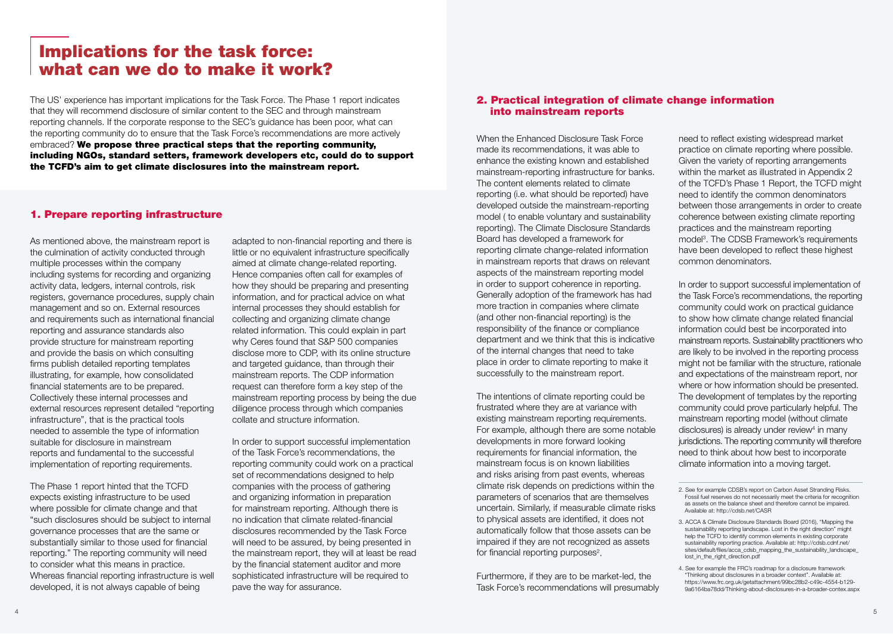# Implications for the task force: what can we do to make it work?

The US' experience has important implications for the Task Force. The Phase 1 report indicates that they will recommend disclosure of similar content to the SEC and through mainstream reporting channels. If the corporate response to the SEC's guidance has been poor, what can the reporting community do to ensure that the Task Force's recommendations are more actively embraced? **We propose three practical steps that the reporting community, including NGOs, standard setters, framework developers etc, could do to support the TCFD's aim to get climate disclosures into the mainstream report.**

## 1. Prepare reporting infrastructure

As mentioned above, the mainstream report is the culmination of activity conducted through multiple processes within the company including systems for recording and organizing activity data, ledgers, internal controls, risk registers, governance procedures, supply chain management and so on. External resources and requirements such as international financial reporting and assurance standards also provide structure for mainstream reporting and provide the basis on which consulting firms publish detailed reporting templates illustrating, for example, how consolidated financial statements are to be prepared. Collectively these internal processes and external resources represent detailed "reporting infrastructure", that is the practical tools needed to assemble the type of information suitable for disclosure in mainstream reports and fundamental to the successful implementation of reporting requirements.

The Phase 1 report hinted that the TCFD expects existing infrastructure to be used where possible for climate change and that "such disclosures should be subject to internal governance processes that are the same or substantially similar to those used for financial reporting." The reporting community will need to consider what this means in practice. Whereas financial reporting infrastructure is well developed, it is not always capable of being adapted to non-financial reporting and there is little or no equivalent infrastructure specifically aimed at climate change-related reporting. Hence companies often call for examples of how they should be preparing and presenting information, and for practical advice on what internal processes they should establish for collecting and organizing climate change related information. This could explain in part why Ceres found that S&P 500 companies disclose more to CDP, with its online structure and targeted guidance, than through their mainstream reports. The CDP information request can therefore form a key step of the mainstream reporting process by being the due diligence process through which companies collate and structure information.

In order to support successful implementation of the Task Force's recommendations, the reporting community could work on a practical set of recommendations designed to help companies with the process of gathering and organizing information in preparation for mainstream reporting. Although there is no indication that climate related-financial disclosures recommended by the Task Force will need to be assured, by being presented in the mainstream report, they will at least be read by the financial statement auditor and more sophisticated infrastructure will be required to pave the way for assurance.

## 2. Practical integration of climate change information into mainstream reports

When the Enhanced Disclosure Task Force made its recommendations, it was able to enhance the existing known and established mainstream-reporting infrastructure for banks. The content elements related to climate reporting (i.e. what should be reported) have developed outside the mainstream-reporting model ( to enable voluntary and sustainability reporting). The Climate Disclosure Standards Board has developed a framework for reporting climate change-related information in mainstream reports that draws on relevant aspects of the mainstream reporting model in order to support coherence in reporting. Generally adoption of the framework has had more traction in companies where climate (and other non-financial reporting) is the responsibility of the finance or compliance department and we think that this is indicative of the internal changes that need to take place in order to climate reporting to make it successfully to the mainstream report.

The intentions of climate reporting could be frustrated where they are at variance with existing mainstream reporting requirements. For example, although there are some notable developments in more forward looking requirements for financial information, the mainstream focus is on known liabilities and risks arising from past events, whereas climate risk depends on predictions within the parameters of scenarios that are themselves uncertain. Similarly, if measurable climate risks to physical assets are identified, it does not automatically follow that those assets can be impaired if they are not recognized as assets for financial reporting purposes[2].

Furthermore, if they are to be market-led, the Task Force's recommendations will presumably need to reflect existing widespread market practice on climate reporting where possible. Given the variety of reporting arrangements within the market as illustrated in Appendix 2 of the TCFD's Phase 1 Report, the TCFD might need to identify the common denominators between those arrangements in order to create coherence between existing climate reporting practices and the mainstream reporting model[3]. The CDSB Framework's requirements have been developed to reflect these highest common denominators.

In order to support successful implementation of the Task Force's recommendations, the reporting community could work on practical guidance to show how climate change related financial information could best be incorporated into mainstream reports. Sustainability practitioners who are likely to be involved in the reporting process might not be familiar with the structure, rationale and expectations of the mainstream report, nor where or how information should be presented. The development of templates by the reporting community could prove particularly helpful. The mainstream reporting model (without climate disclosures) is already under review[4] in many jurisdictions. The reporting community will therefore need to think about how best to incorporate climate information into a moving target.

2. See for example CDSB's report on Carbon Asset Stranding Risks. Fossil fuel reserves do not necessarily meet the criteria for recognition as assets on the balance sheet and therefore cannot be impaired. Available at: http://cdsb.net/CASR

3. ACCA & Climate Disclosure Standards Board (2016), "Mapping the sustainability reporting landscape. Lost in the right direction" might help the TCFD to identify common elements in existing corporate sustainability reporting practice. Available at: http://cdsb.cdnf.net/sites/default/files/acca_cdsb_mapping_the_sustainability_landscape_lost_in_the_right_direction.pdf

4. See for example the FRC's roadmap for a disclosure framework "Thinking about disclosures in a broader context". Available at: https://www.frc.org.uk/getattachment/99bc28b2-c49c-4554-b129-9a6164ba78dd/Thinking-about-disclosures-in-a-broader-contex.aspx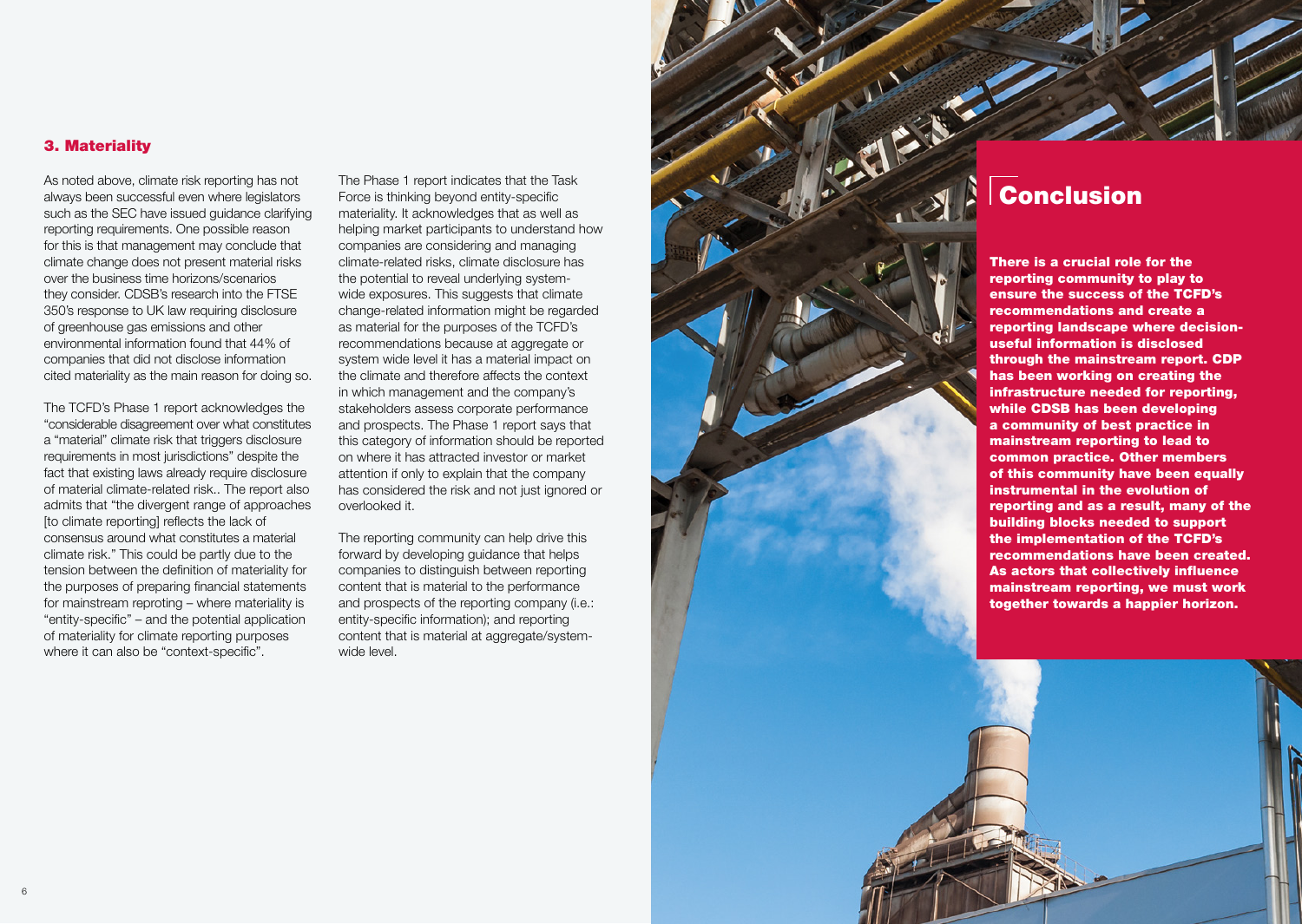### 3. Materiality

As noted above, climate risk reporting has not always been successful even where legislators such as the SEC have issued guidance clarifying reporting requirements. One possible reason for this is that management may conclude that climate change does not present material risks over the business time horizons/scenarios they consider. CDSB's research into the FTSE 350's response to UK law requiring disclosure of greenhouse gas emissions and other environmental information found that 44% of companies that did not disclose information cited materiality as the main reason for doing so.

The TCFD's Phase 1 report acknowledges the "considerable disagreement over what constitutes a "material" climate risk that triggers disclosure requirements in most jurisdictions" despite the fact that existing laws already require disclosure of material climate-related risk.. The report also admits that "the divergent range of approaches [to climate reporting] reflects the lack of consensus around what constitutes a material climate risk." This could be partly due to the tension between the definition of materiality for the purposes of preparing financial statements for mainstream reproting – where materiality is "entity-specific" – and the potential application of materiality for climate reporting purposes where it can also be "context-specific".

The Phase 1 report indicates that the Task Force is thinking beyond entity-specific materiality. It acknowledges that as well as helping market participants to understand how companies are considering and managing climate-related risks, climate disclosure has the potential to reveal underlying system-wide exposures. This suggests that climate change-related information might be regarded as material for the purposes of the TCFD's recommendations because at aggregate or system wide level it has a material impact on the climate and therefore affects the context in which management and the company's stakeholders assess corporate performance and prospects. The Phase 1 report says that this category of information should be reported on where it has attracted investor or market attention if only to explain that the company has considered the risk and not just ignored or overlooked it.

The reporting community can help drive this forward by developing guidance that helps companies to distinguish between reporting content that is material to the performance and prospects of the reporting company (i.e.: entity-specific information); and reporting content that is material at aggregate/system-wide level.

## Conclusion

**There is a crucial role for the reporting community to play to ensure the success of the TCFD's recommendations and create a reporting landscape where decision-useful information is disclosed through the mainstream report. CDP has been working on creating the infrastructure needed for reporting, while CDSB has been developing a community of best practice in mainstream reporting to lead to common practice. Other members of this community have been equally instrumental in the evolution of reporting and as a result, many of the building blocks needed to support the implementation of the TCFD's recommendations have been created. As actors that collectively influence mainstream reporting, we must work together towards a happier horizon.**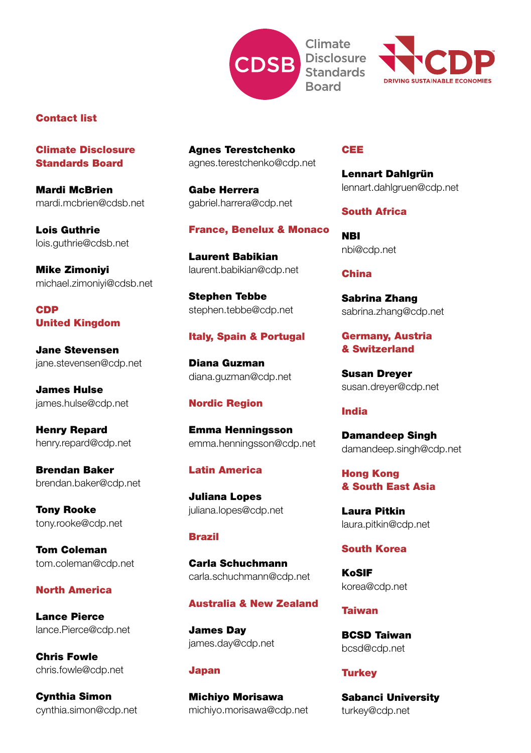## Contact list

### Climate Disclosure Standards Board

**Mardi McBrien**
mardi.mcbrien@cdsb.net

**Lois Guthrie**
lois.guthrie@cdsb.net

**Mike Zimoniyi**
michael.zimoniyi@cdsb.net

### CDP United Kingdom

**Jane Stevensen**
jane.stevensen@cdp.net

**James Hulse**
james.hulse@cdp.net

**Henry Repard**
henry.repard@cdp.net

**Brendan Baker**
brendan.baker@cdp.net

**Tony Rooke**
tony.rooke@cdp.net

**Tom Coleman**
tom.coleman@cdp.net

### North America

**Lance Pierce**
lance.Pierce@cdp.net

**Chris Fowle**
chris.fowle@cdp.net

**Cynthia Simon**
cynthia.simon@cdp.net

**Agnes Terestchenko**
agnes.terestchenko@cdp.net

**Gabe Herrera**
gabriel.harrera@cdp.net

### France, Benelux & Monaco

**Laurent Babikian**
laurent.babikian@cdp.net

**Stephen Tebbe**
stephen.tebbe@cdp.net

### Italy, Spain & Portugal

**Diana Guzman**
diana.guzman@cdp.net

### Nordic Region

**Emma Henningsson**
emma.henningsson@cdp.net

### Latin America

**Juliana Lopes**
juliana.lopes@cdp.net

### Brazil

**Carla Schuchmann**
carla.schuchmann@cdp.net

### Australia & New Zealand

**James Day**
james.day@cdp.net

### Japan

**Michiyo Morisawa**
michiyo.morisawa@cdp.net

### CEE

**Lennart Dahlgrün**
lennart.dahlgruen@cdp.net

### South Africa

**NBI**
nbi@cdp.net

### China

**Sabrina Zhang**
sabrina.zhang@cdp.net

### Germany, Austria & Switzerland

**Susan Dreyer**
susan.dreyer@cdp.net

### India

**Damandeep Singh**
damandeep.singh@cdp.net

### Hong Kong & South East Asia

**Laura Pitkin**
laura.pitkin@cdp.net

### South Korea

**KoSIF**
korea@cdp.net

### Taiwan

**BCSD Taiwan**
bcsd@cdp.net

### Turkey

**Sabanci University**
turkey@cdp.net